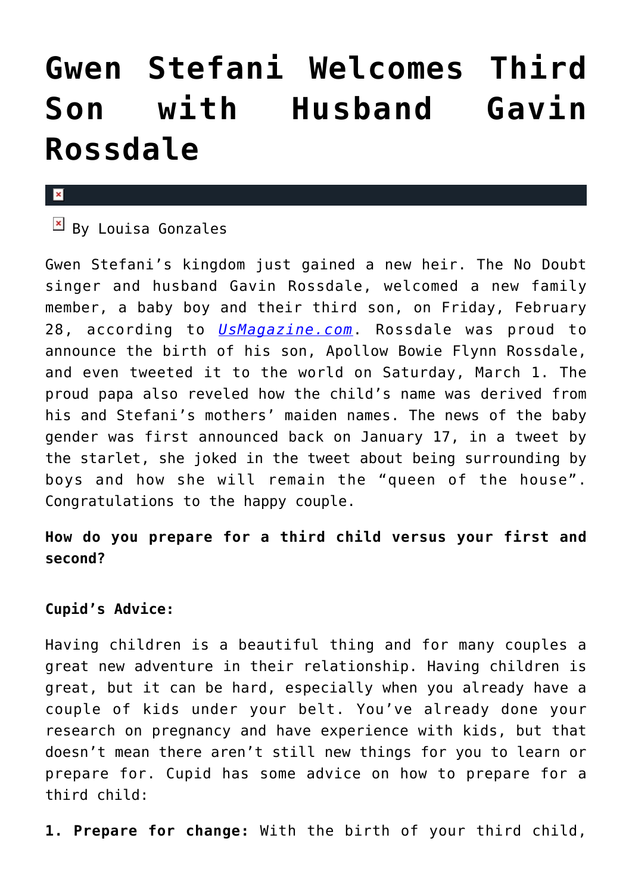# Gwen Stefani Welcomes Third Son with Husband Gavin Rossdale

By Louisa Gonzales

Gwen Stefani's kingdom just gained a new heir. The No Doubt singer and husband Gavin Rossdale, welcomed a new family member, a baby boy and their third son, on Friday, February 28, according to *UsMagazine.com*. Rossdale was proud to announce the birth of his son, Apollow Bowie Flynn Rossdale, and even tweeted it to the world on Saturday, March 1. The proud papa also reveled how the child's name was derived from his and Stefani's mothers' maiden names. The news of the baby gender was first announced back on January 17, in a tweet by the starlet, she joked in the tweet about being surrounding by boys and how she will remain the "queen of the house". Congratulations to the happy couple.

**How do you prepare for a third child versus your first and second?**

**Cupid's Advice:**

Having children is a beautiful thing and for many couples a great new adventure in their relationship. Having children is great, but it can be hard, especially when you already have a couple of kids under your belt. You've already done your research on pregnancy and have experience with kids, but that doesn't mean there aren't still new things for you to learn or prepare for. Cupid has some advice on how to prepare for a third child:

**1. Prepare for change:** With the birth of your third child,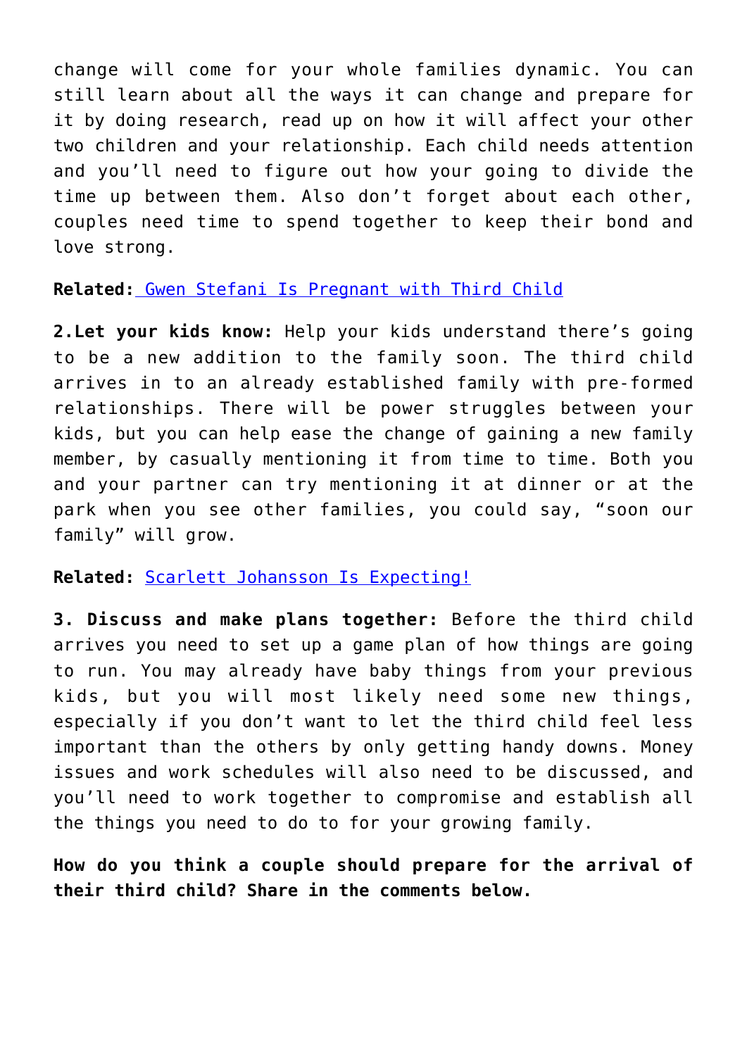change will come for your whole families dynamic. You can still learn about all the ways it can change and prepare for it by doing research, read up on how it will affect your other two children and your relationship. Each child needs attention and you'll need to figure out how your going to divide the time up between them. Also don't forget about each other, couples need time to spend together to keep their bond and love strong.

**Related:** Gwen Stefani Is Pregnant with Third Child

**2.Let your kids know:** Help your kids understand there's going to be a new addition to the family soon. The third child arrives in to an already established family with pre-formed relationships. There will be power struggles between your kids, but you can help ease the change of gaining a new family member, by casually mentioning it from time to time. Both you and your partner can try mentioning it at dinner or at the park when you see other families, you could say, "soon our family" will grow.

**Related:** Scarlett Johansson Is Expecting!

**3. Discuss and make plans together:** Before the third child arrives you need to set up a game plan of how things are going to run. You may already have baby things from your previous kids, but you will most likely need some new things, especially if you don't want to let the third child feel less important than the others by only getting handy downs. Money issues and work schedules will also need to be discussed, and you'll need to work together to compromise and establish all the things you need to do to for your growing family.

**How do you think a couple should prepare for the arrival of their third child? Share in the comments below.**